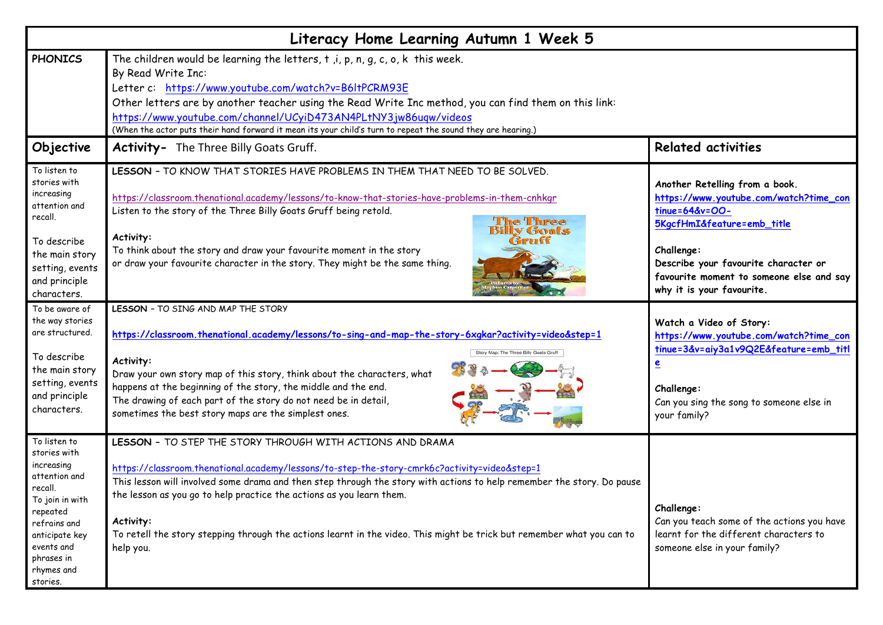# Literacy Home Learning Autumn 1 Week 5

| PHONICS | The children would be learning the letters, t ,i, p, n, g, c, o, k this week.<br>By Read Write Inc:<br>Letter c: https://www.youtube.com/watch?v=B6ltPCRM93E<br>Other letters are by another teacher using the Read Write Inc method, you can find them on this link:<br>https://www.youtube.com/channel/UCyiD473AN4PLtNY3jw86uqw/videos<br>(When the actor puts their hand forward it mean its your child's turn to repeat the sound they are hearing.) | |
|---|---|---|
| **Objective** | **Activity-** The Three Billy Goats Gruff. | **Related activities** |
| To listen to stories with increasing attention and recall.<br><br>To describe the main story setting, events and principle characters. | **LESSON – TO KNOW THAT STORIES HAVE PROBLEMS IN THEM THAT NEED TO BE SOLVED.**<br><br>https://classroom.thenational.academy/lessons/to-know-that-stories-have-problems-in-them-cnhkgr<br>Listen to the story of the Three Billy Goats Gruff being retold.<br><br>**Activity:**<br>To think about the story and draw your favourite moment in the story or draw your favourite character in the story. They might be the same thing. | **Another Retelling from a book.**<br>https://www.youtube.com/watch?time_continue=64&v=OO-5KgcfHmI&feature=emb_title<br><br>**Challenge:**<br>**Describe your favourite character or favourite moment to someone else and say why it is your favourite.** |
| To be aware of the way stories are structured.<br><br>To describe the main story setting, events and principle characters. | **LESSON – TO SING AND MAP THE STORY**<br><br>https://classroom.thenational.academy/lessons/to-sing-and-map-the-story-6xgkar?activity=video&step=1<br><br>**Activity:**<br>Draw your own story map of this story, think about the characters, what happens at the beginning of the story, the middle and the end.<br>The drawing of each part of the story do not need be in detail, sometimes the best story maps are the simplest ones. | **Watch a Video of Story:**<br>https://www.youtube.com/watch?time_continue=3&v=aiy3a1v9Q2E&feature=emb_title<br><br>**Challenge:**<br>Can you sing the song to someone else in your family? |
| To listen to stories with increasing attention and recall.<br>To join in with repeated refrains and anticipate key events and phrases in rhymes and stories. | **LESSON – TO STEP THE STORY THROUGH WITH ACTIONS AND DRAMA**<br><br>https://classroom.thenational.academy/lessons/to-step-the-story-cmrk6c?activity=video&step=1<br>This lesson will involved some drama and then step through the story with actions to help remember the story. Do pause the lesson as you go to help practice the actions as you learn them.<br><br>**Activity:**<br>To retell the story stepping through the actions learnt in the video. This might be trick but remember what you can to help you. | **Challenge:**<br>Can you teach some of the actions you have learnt for the different characters to someone else in your family? |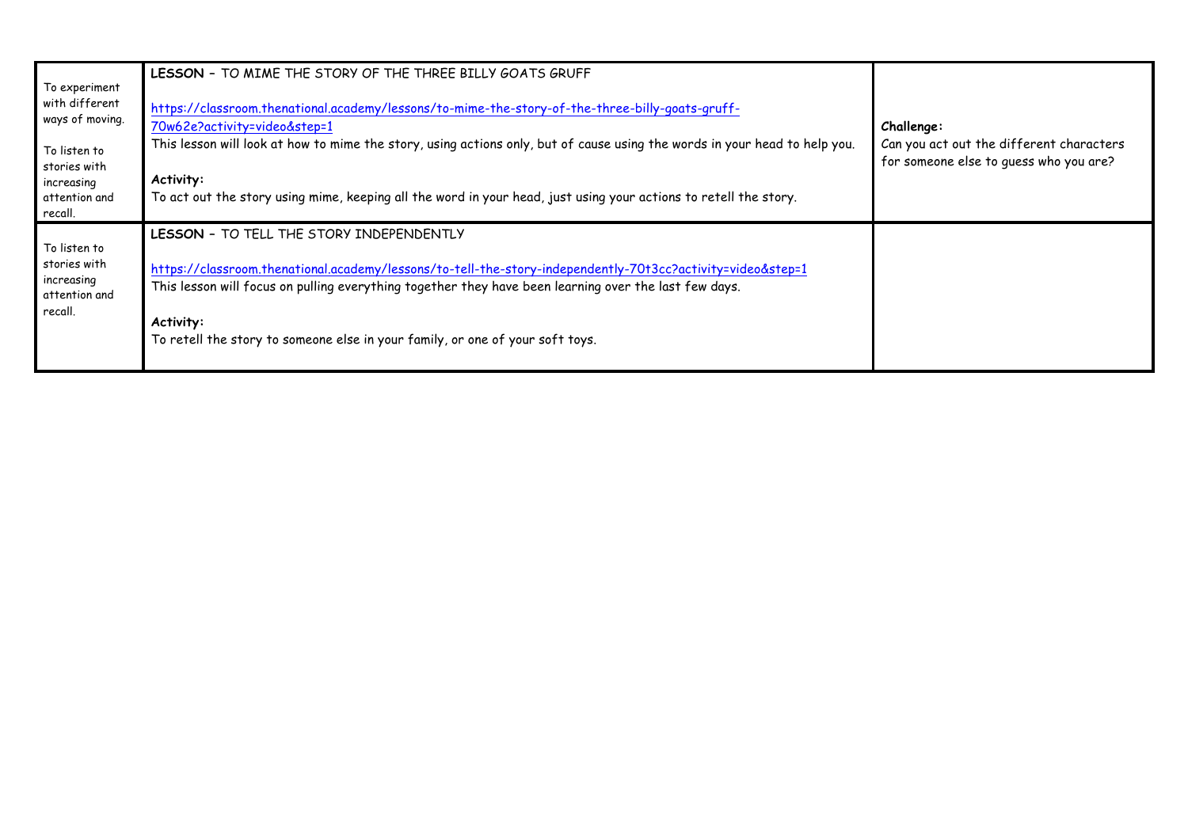| | | |
|---|---|---|
| To experiment with different ways of moving.<br><br>To listen to stories with increasing attention and recall. | **LESSON** – TO MIME THE STORY OF THE THREE BILLY GOATS GRUFF<br><br>https://classroom.thenational.academy/lessons/to-mime-the-story-of-the-three-billy-goats-gruff-70w62e?activity=video&step=1<br>This lesson will look at how to mime the story, using actions only, but of cause using the words in your head to help you.<br><br>**Activity:**<br>To act out the story using mime, keeping all the word in your head, just using your actions to retell the story. | **Challenge:**<br>Can you act out the different characters for someone else to guess who you are? |
| To listen to stories with increasing attention and recall. | **LESSON** – TO TELL THE STORY INDEPENDENTLY<br><br>https://classroom.thenational.academy/lessons/to-tell-the-story-independently-70t3cc?activity=video&step=1<br>This lesson will focus on pulling everything together they have been learning over the last few days.<br><br>**Activity:**<br>To retell the story to someone else in your family, or one of your soft toys. | |